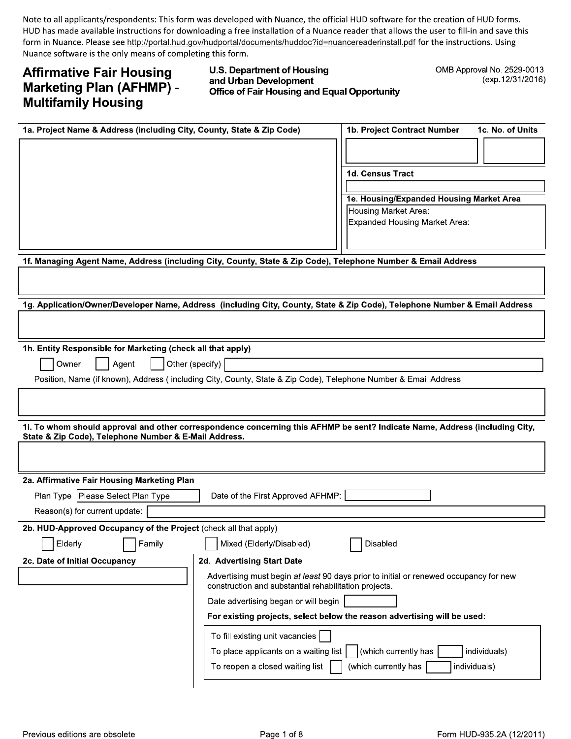Note to all applicants/respondents: This form was developed with Nuance, the official HUD software for the creation of HUD forms. HUD has made available instructions for downloading a free installation of a Nuance reader that allows the user to fill-in and save this form in Nuance. Please see http://portal.hud.gov/hudportal/documents/huddoc?id=nuancereaderinstall.pdf for the instructions. Using Nuance software is the only means of completing this form.

# Affirmative Fair Housing Marketing Plan (AFHMP) - Multifamily Housing

**U.S. Department of Housing and Urban Development**
**Office of Fair Housing and Equal Opportunity**

OMB Approval No. 2529-0013
(exp.12/31/2016)

**1a. Project Name & Address (including City, County, State & Zip Code)**

**1b. Project Contract Number**

**1c. No. of Units**

**1d. Census Tract**

**1e. Housing/Expanded Housing Market Area**

Housing Market Area:

Expanded Housing Market Area:

**1f. Managing Agent Name, Address (including City, County, State & Zip Code), Telephone Number & Email Address**

**1g. Application/Owner/Developer Name, Address (including City, County, State & Zip Code), Telephone Number & Email Address**

**1h. Entity Responsible for Marketing (check all that apply)**

☐ Owner ☐ Agent ☐ Other (specify)

Position, Name (if known), Address ( including City, County, State & Zip Code), Telephone Number & Email Address

**1i. To whom should approval and other correspondence concerning this AFHMP be sent? Indicate Name, Address (including City, State & Zip Code), Telephone Number & E-Mail Address.**

**2a. Affirmative Fair Housing Marketing Plan**

Plan Type: Please Select Plan Type

Date of the First Approved AFHMP:

Reason(s) for current update:

**2b. HUD-Approved Occupancy of the Project** (check all that apply)

☐ Elderly ☐ Family ☐ Mixed (Elderly/Disabled) ☐ Disabled

**2c. Date of Initial Occupancy**

**2d. Advertising Start Date**

Advertising must begin *at least* 90 days prior to initial or renewed occupancy for new construction and substantial rehabilitation projects.

Date advertising began or will begin

**For existing projects, select below the reason advertising will be used:**

To fill existing unit vacancies ☐

To place applicants on a waiting list ☐ (which currently has ____ individuals)

To reopen a closed waiting list ☐ (which currently has ____ individuals)

Previous editions are obsolete

Form HUD-935.2A (12/2011)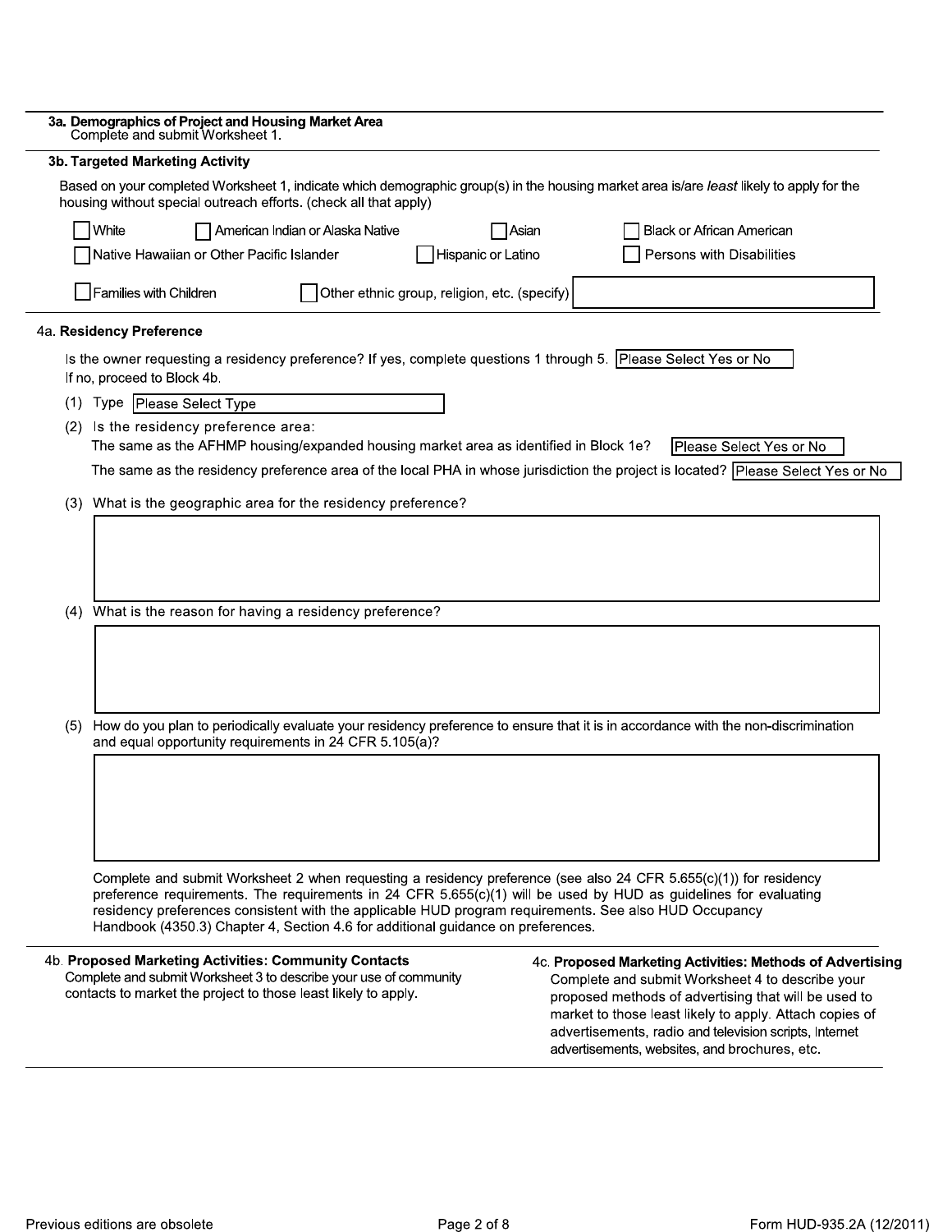### 3a. Demographics of Project and Housing Market Area

Complete and submit Worksheet 1.

### 3b. Targeted Marketing Activity

Based on your completed Worksheet 1, indicate which demographic group(s) in the housing market area is/are *least* likely to apply for the housing without special outreach efforts. (check all that apply)

- [ ] White
- [ ] American Indian or Alaska Native
- [ ] Asian
- [ ] Black or African American
- [ ] Native Hawaiian or Other Pacific Islander
- [ ] Hispanic or Latino
- [ ] Persons with Disabilities
- [ ] Families with Children
- [ ] Other ethnic group, religion, etc. (specify)

### 4a. Residency Preference

Is the owner requesting a residency preference? If yes, complete questions 1 through 5. Please Select Yes or No
If no, proceed to Block 4b.

(1) Type Please Select Type

(2) Is the residency preference area:

The same as the AFHMP housing/expanded housing market area as identified in Block 1e? Please Select Yes or No

The same as the residency preference area of the local PHA in whose jurisdiction the project is located? Please Select Yes or No

(3) What is the geographic area for the residency preference?

(4) What is the reason for having a residency preference?

(5) How do you plan to periodically evaluate your residency preference to ensure that it is in accordance with the non-discrimination and equal opportunity requirements in 24 CFR 5.105(a)?

Complete and submit Worksheet 2 when requesting a residency preference (see also 24 CFR 5.655(c)(1)) for residency preference requirements. The requirements in 24 CFR 5.655(c)(1) will be used by HUD as guidelines for evaluating residency preferences consistent with the applicable HUD program requirements. See also HUD Occupancy Handbook (4350.3) Chapter 4, Section 4.6 for additional guidance on preferences.

### 4b. Proposed Marketing Activities: Community Contacts

Complete and submit Worksheet 3 to describe your use of community contacts to market the project to those least likely to apply.

### 4c. Proposed Marketing Activities: Methods of Advertising

Complete and submit Worksheet 4 to describe your proposed methods of advertising that will be used to market to those least likely to apply. Attach copies of advertisements, radio and television scripts, Internet advertisements, websites, and brochures, etc.

Previous editions are obsolete

Form HUD-935.2A (12/2011)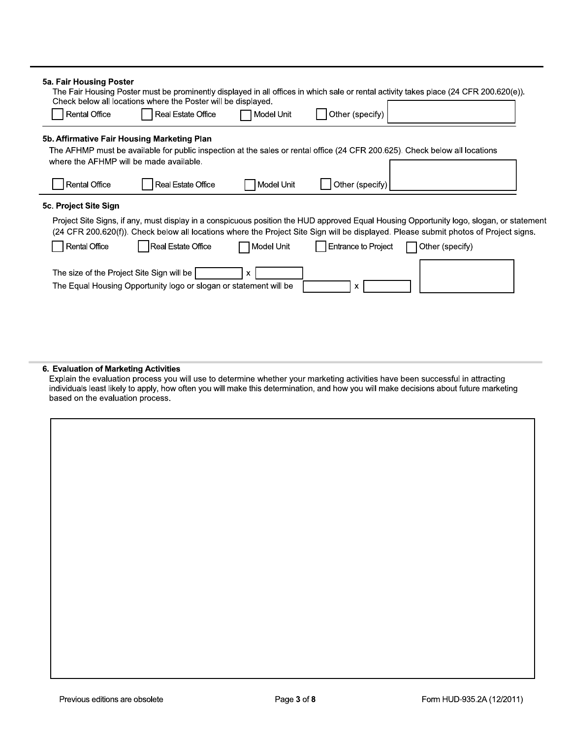### 5a. Fair Housing Poster

The Fair Housing Poster must be prominently displayed in all offices in which sale or rental activity takes place (24 CFR 200.620(e)). Check below all locations where the Poster will be displayed.

☐ Rental Office ☐ Real Estate Office ☐ Model Unit ☐ Other (specify) ____________

### 5b. Affirmative Fair Housing Marketing Plan

The AFHMP must be available for public inspection at the sales or rental office (24 CFR 200.625). Check below all locations where the AFHMP will be made available.

☐ Rental Office ☐ Real Estate Office ☐ Model Unit ☐ Other (specify) ____________

### 5c. Project Site Sign

Project Site Signs, if any, must display in a conspicuous position the HUD approved Equal Housing Opportunity logo, slogan, or statement (24 CFR 200.620(f)). Check below all locations where the Project Site Sign will be displayed. Please submit photos of Project signs.

☐ Rental Office ☐ Real Estate Office ☐ Model Unit ☐ Entrance to Project ☐ Other (specify) ____________

The size of the Project Site Sign will be ________ x ________

The Equal Housing Opportunity logo or slogan or statement will be ________ x ________

### 6. Evaluation of Marketing Activities

Explain the evaluation process you will use to determine whether your marketing activities have been successful in attracting individuals least likely to apply, how often you will make this determination, and how you will make decisions about future marketing based on the evaluation process.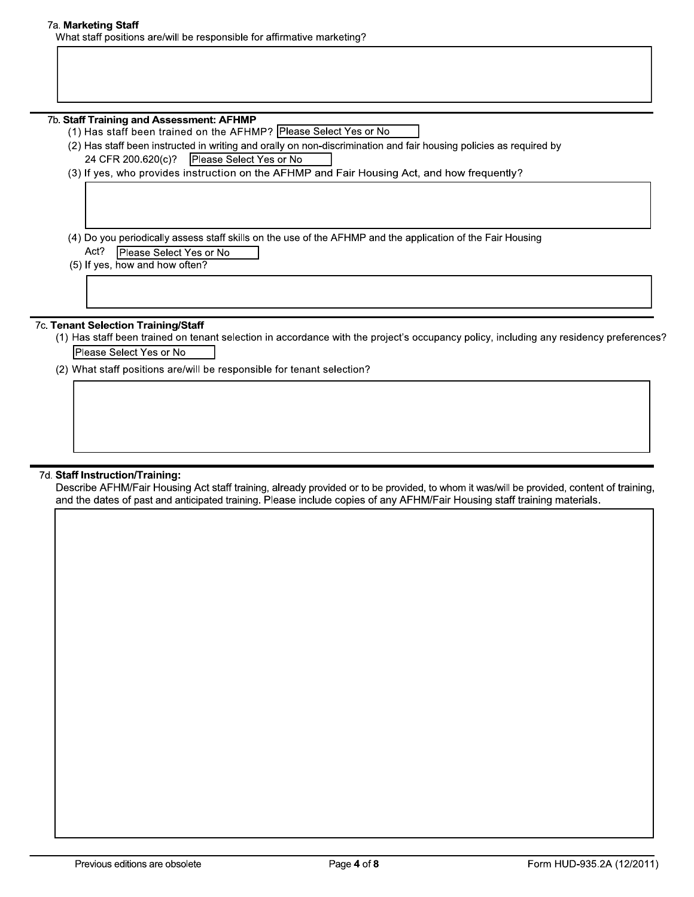### 7a. **Marketing Staff**

What staff positions are/will be responsible for affirmative marketing?

### 7b. **Staff Training and Assessment: AFHMP**

(1) Has staff been trained on the AFHMP? Please Select Yes or No

(2) Has staff been instructed in writing and orally on non-discrimination and fair housing policies as required by 24 CFR 200.620(c)? Please Select Yes or No

(3) If yes, who provides instruction on the AFHMP and Fair Housing Act, and how frequently?

(4) Do you periodically assess staff skills on the use of the AFHMP and the application of the Fair Housing Act? Please Select Yes or No

(5) If yes, how and how often?

### 7c. **Tenant Selection Training/Staff**

(1) Has staff been trained on tenant selection in accordance with the project's occupancy policy, including any residency preferences? Please Select Yes or No

(2) What staff positions are/will be responsible for tenant selection?

### 7d. **Staff Instruction/Training:**

Describe AFHM/Fair Housing Act staff training, already provided or to be provided, to whom it was/will be provided, content of training, and the dates of past and anticipated training. Please include copies of any AFHM/Fair Housing staff training materials.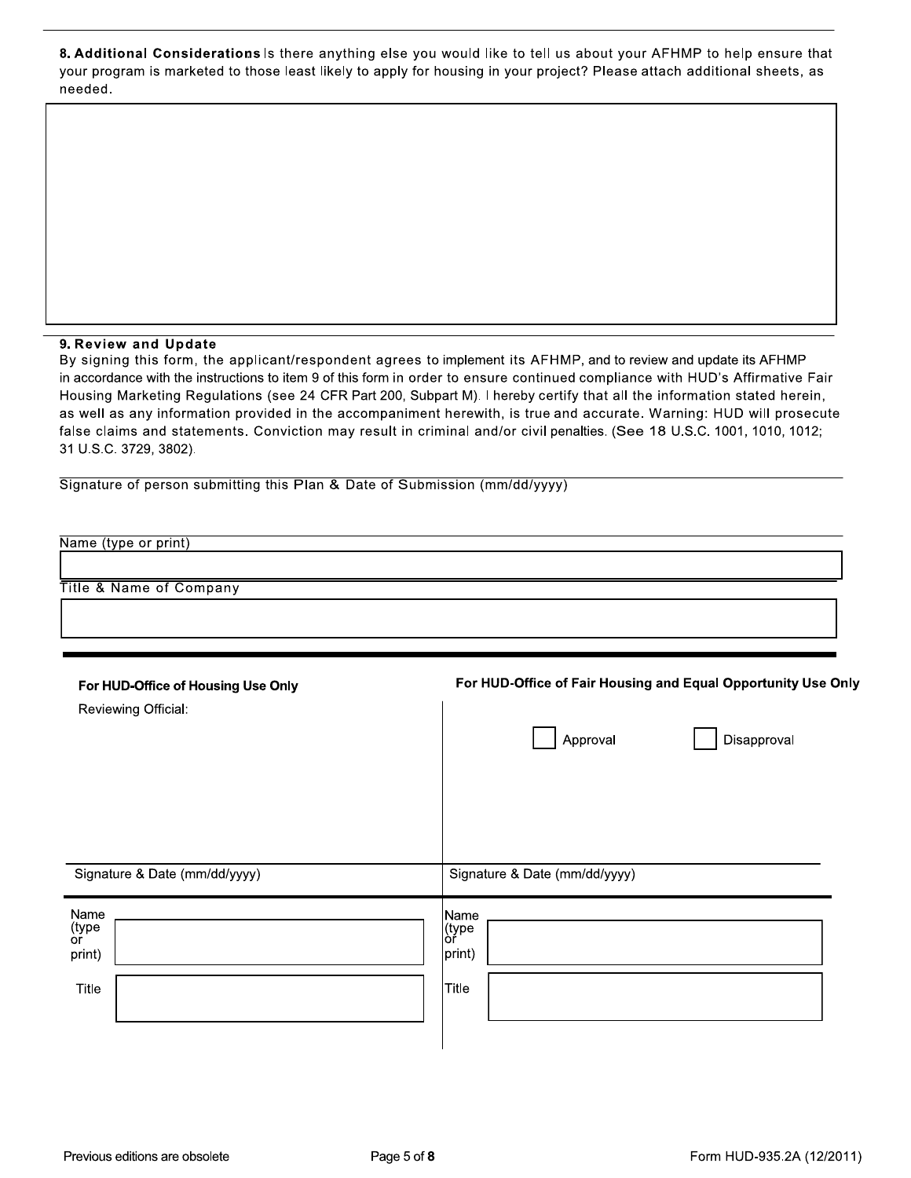**8. Additional Considerations** Is there anything else you would like to tell us about your AFHMP to help ensure that your program is marketed to those least likely to apply for housing in your project? Please attach additional sheets, as needed.

**9. Review and Update**

By signing this form, the applicant/respondent agrees to implement its AFHMP, and to review and update its AFHMP in accordance with the instructions to item 9 of this form in order to ensure continued compliance with HUD's Affirmative Fair Housing Marketing Regulations (see 24 CFR Part 200, Subpart M). I hereby certify that all the information stated herein, as well as any information provided in the accompaniment herewith, is true and accurate. Warning: HUD will prosecute false claims and statements. Conviction may result in criminal and/or civil penalties. (See 18 U.S.C. 1001, 1010, 1012; 31 U.S.C. 3729, 3802).

Signature of person submitting this Plan & Date of Submission (mm/dd/yyyy)

Name (type or print)

Title & Name of Company

| **For HUD-Office of Housing Use Only** | **For HUD-Office of Fair Housing and Equal Opportunity Use Only** |
| --- | --- |
| Reviewing Official: | ☐ Approval ☐ Disapproval |
| Signature & Date (mm/dd/yyyy) | Signature & Date (mm/dd/yyyy) |
| Name (type or print) | Name (type or print) |
| Title | Title |

Previous editions are obsolete

Form HUD-935.2A (12/2011)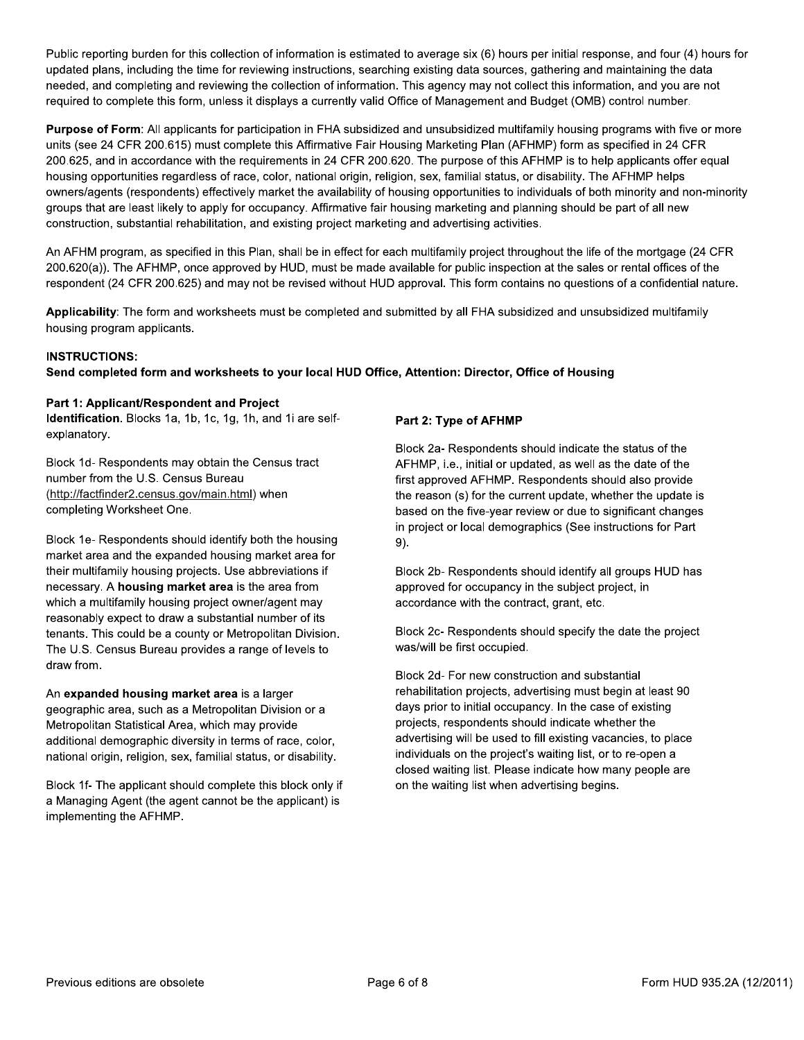Public reporting burden for this collection of information is estimated to average six (6) hours per initial response, and four (4) hours for updated plans, including the time for reviewing instructions, searching existing data sources, gathering and maintaining the data needed, and completing and reviewing the collection of information. This agency may not collect this information, and you are not required to complete this form, unless it displays a currently valid Office of Management and Budget (OMB) control number.

**Purpose of Form**: All applicants for participation in FHA subsidized and unsubsidized multifamily housing programs with five or more units (see 24 CFR 200.615) must complete this Affirmative Fair Housing Marketing Plan (AFHMP) form as specified in 24 CFR 200.625, and in accordance with the requirements in 24 CFR 200.620. The purpose of this AFHMP is to help applicants offer equal housing opportunities regardless of race, color, national origin, religion, sex, familial status, or disability. The AFHMP helps owners/agents (respondents) effectively market the availability of housing opportunities to individuals of both minority and non-minority groups that are least likely to apply for occupancy. Affirmative fair housing marketing and planning should be part of all new construction, substantial rehabilitation, and existing project marketing and advertising activities.

An AFHM program, as specified in this Plan, shall be in effect for each multifamily project throughout the life of the mortgage (24 CFR 200.620(a)). The AFHMP, once approved by HUD, must be made available for public inspection at the sales or rental offices of the respondent (24 CFR 200.625) and may not be revised without HUD approval. This form contains no questions of a confidential nature.

**Applicability**: The form and worksheets must be completed and submitted by all FHA subsidized and unsubsidized multifamily housing program applicants.

**INSTRUCTIONS:**

**Send completed form and worksheets to your local HUD Office, Attention: Director, Office of Housing**

**Part 1: Applicant/Respondent and Project Identification.** Blocks 1a, 1b, 1c, 1g, 1h, and 1i are self-explanatory.

Block 1d- Respondents may obtain the Census tract number from the U.S. Census Bureau (http://factfinder2.census.gov/main.html) when completing Worksheet One.

Block 1e- Respondents should identify both the housing market area and the expanded housing market area for their multifamily housing projects. Use abbreviations if necessary. A **housing market area** is the area from which a multifamily housing project owner/agent may reasonably expect to draw a substantial number of its tenants. This could be a county or Metropolitan Division. The U.S. Census Bureau provides a range of levels to draw from.

An **expanded housing market area** is a larger geographic area, such as a Metropolitan Division or a Metropolitan Statistical Area, which may provide additional demographic diversity in terms of race, color, national origin, religion, sex, familial status, or disability.

Block 1f- The applicant should complete this block only if a Managing Agent (the agent cannot be the applicant) is implementing the AFHMP.

**Part 2: Type of AFHMP**

Block 2a- Respondents should indicate the status of the AFHMP, i.e., initial or updated, as well as the date of the first approved AFHMP. Respondents should also provide the reason (s) for the current update, whether the update is based on the five-year review or due to significant changes in project or local demographics (See instructions for Part 9).

Block 2b- Respondents should identify all groups HUD has approved for occupancy in the subject project, in accordance with the contract, grant, etc.

Block 2c- Respondents should specify the date the project was/will be first occupied.

Block 2d- For new construction and substantial rehabilitation projects, advertising must begin at least 90 days prior to initial occupancy. In the case of existing projects, respondents should indicate whether the advertising will be used to fill existing vacancies, to place individuals on the project's waiting list, or to re-open a closed waiting list. Please indicate how many people are on the waiting list when advertising begins.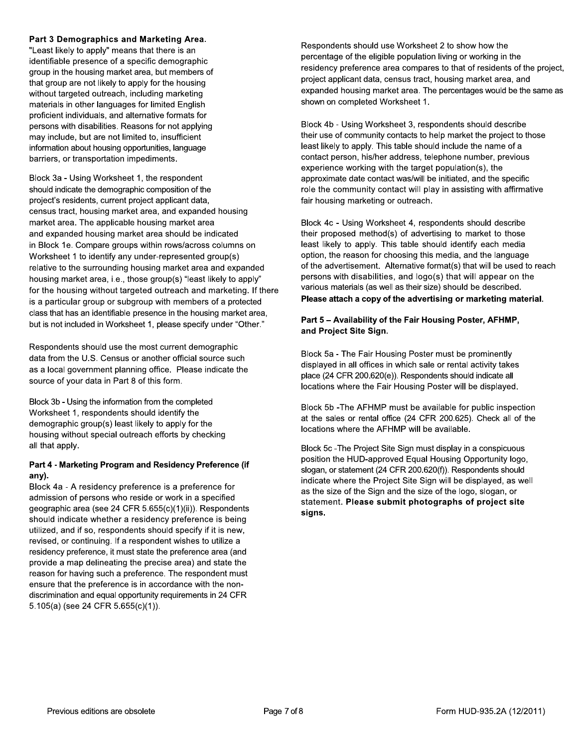**Part 3 Demographics and Marketing Area.**
"Least likely to apply" means that there is an identifiable presence of a specific demographic group in the housing market area, but members of that group are not likely to apply for the housing without targeted outreach, including marketing materials in other languages for limited English proficient individuals, and alternative formats for persons with disabilities. Reasons for not applying may include, but are not limited to, insufficient information about housing opportunities, language barriers, or transportation impediments.

Block 3a - Using Worksheet 1, the respondent should indicate the demographic composition of the project's residents, current project applicant data, census tract, housing market area, and expanded housing market area. The applicable housing market area and expanded housing market area should be indicated in Block 1e. Compare groups within rows/across columns on Worksheet 1 to identify any under-represented group(s) relative to the surrounding housing market area and expanded housing market area, i.e., those group(s) "least likely to apply" for the housing without targeted outreach and marketing. If there is a particular group or subgroup with members of a protected class that has an identifiable presence in the housing market area, but is not included in Worksheet 1, please specify under "Other."

Respondents should use the most current demographic data from the U.S. Census or another official source such as a local government planning office. Please indicate the source of your data in Part 8 of this form.

Block 3b - Using the information from the completed Worksheet 1, respondents should identify the demographic group(s) least likely to apply for the housing without special outreach efforts by checking all that apply.

**Part 4 - Marketing Program and Residency Preference (if any).**
Block 4a - A residency preference is a preference for admission of persons who reside or work in a specified geographic area (see 24 CFR 5.655(c)(1)(ii)). Respondents should indicate whether a residency preference is being utilized, and if so, respondents should specify if it is new, revised, or continuing. If a respondent wishes to utilize a residency preference, it must state the preference area (and provide a map delineating the precise area) and state the reason for having such a preference. The respondent must ensure that the preference is in accordance with the non-discrimination and equal opportunity requirements in 24 CFR 5.105(a) (see 24 CFR 5.655(c)(1)).

Respondents should use Worksheet 2 to show how the percentage of the eligible population living or working in the residency preference area compares to that of residents of the project, project applicant data, census tract, housing market area, and expanded housing market area. The percentages would be the same as shown on completed Worksheet 1.

Block 4b - Using Worksheet 3, respondents should describe their use of community contacts to help market the project to those least likely to apply. This table should include the name of a contact person, his/her address, telephone number, previous experience working with the target population(s), the approximate date contact was/will be initiated, and the specific role the community contact will play in assisting with affirmative fair housing marketing or outreach.

Block 4c - Using Worksheet 4, respondents should describe their proposed method(s) of advertising to market to those least likely to apply. This table should identify each media option, the reason for choosing this media, and the language of the advertisement. Alternative format(s) that will be used to reach persons with disabilities, and logo(s) that will appear on the various materials (as well as their size) should be described. **Please attach a copy of the advertising or marketing material.**

**Part 5 – Availability of the Fair Housing Poster, AFHMP, and Project Site Sign.**

Block 5a - The Fair Housing Poster must be prominently displayed in all offices in which sale or rental activity takes place (24 CFR 200.620(e)). Respondents should indicate all locations where the Fair Housing Poster will be displayed.

Block 5b -The AFHMP must be available for public inspection at the sales or rental office (24 CFR 200.625). Check all of the locations where the AFHMP will be available.

Block 5c -The Project Site Sign must display in a conspicuous position the HUD-approved Equal Housing Opportunity logo, slogan, or statement (24 CFR 200.620(f)). Respondents should indicate where the Project Site Sign will be displayed, as well as the size of the Sign and the size of the logo, slogan, or statement. **Please submit photographs of project site signs.**

Previous editions are obsolete | Form HUD-935.2A (12/2011)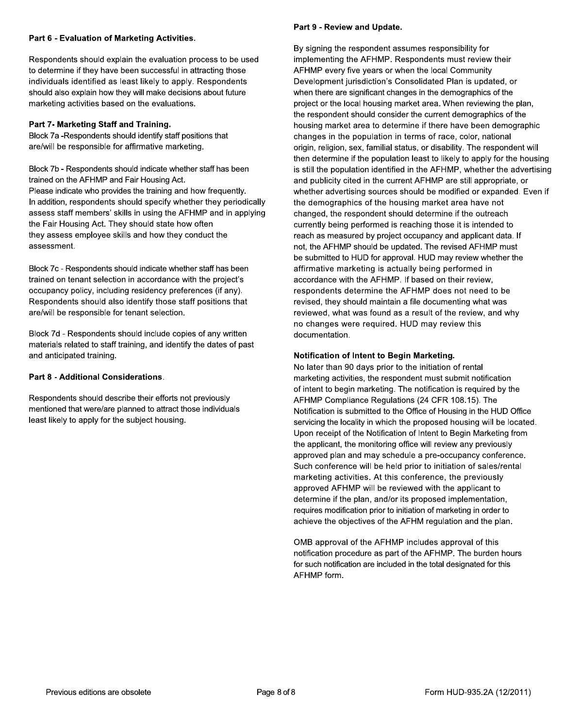### Part 6 - Evaluation of Marketing Activities.

Respondents should explain the evaluation process to be used to determine if they have been successful in attracting those individuals identified as least likely to apply. Respondents should also explain how they will make decisions about future marketing activities based on the evaluations.

### Part 7- Marketing Staff and Training.

Block 7a -Respondents should identify staff positions that are/will be responsible for affirmative marketing.

Block 7b - Respondents should indicate whether staff has been trained on the AFHMP and Fair Housing Act.
Please indicate who provides the training and how frequently.
In addition, respondents should specify whether they periodically assess staff members' skills in using the AFHMP and in applying the Fair Housing Act. They should state how often they assess employee skills and how they conduct the assessment.

Block 7c - Respondents should indicate whether staff has been trained on tenant selection in accordance with the project's occupancy policy, including residency preferences (if any). Respondents should also identify those staff positions that are/will be responsible for tenant selection.

Block 7d - Respondents should include copies of any written materials related to staff training, and identify the dates of past and anticipated training.

### Part 8 - Additional Considerations.

Respondents should describe their efforts not previously mentioned that were/are planned to attract those individuals least likely to apply for the subject housing.

### Part 9 - Review and Update.

By signing the respondent assumes responsibility for implementing the AFHMP. Respondents must review their AFHMP every five years or when the local Community Development jurisdiction's Consolidated Plan is updated, or when there are significant changes in the demographics of the project or the local housing market area. When reviewing the plan, the respondent should consider the current demographics of the housing market area to determine if there have been demographic changes in the population in terms of race, color, national origin, religion, sex, familial status, or disability. The respondent will then determine if the population least to likely to apply for the housing is still the population identified in the AFHMP, whether the advertising and publicity cited in the current AFHMP are still appropriate, or whether advertising sources should be modified or expanded. Even if the demographics of the housing market area have not changed, the respondent should determine if the outreach currently being performed is reaching those it is intended to reach as measured by project occupancy and applicant data. If not, the AFHMP should be updated. The revised AFHMP must be submitted to HUD for approval. HUD may review whether the affirmative marketing is actually being performed in accordance with the AFHMP. If based on their review, respondents determine the AFHMP does not need to be revised, they should maintain a file documenting what was reviewed, what was found as a result of the review, and why no changes were required. HUD may review this documentation.

### Notification of Intent to Begin Marketing.

No later than 90 days prior to the initiation of rental marketing activities, the respondent must submit notification of intent to begin marketing. The notification is required by the AFHMP Compliance Regulations (24 CFR 108.15). The Notification is submitted to the Office of Housing in the HUD Office servicing the locality in which the proposed housing will be located. Upon receipt of the Notification of Intent to Begin Marketing from the applicant, the monitoring office will review any previously approved plan and may schedule a pre-occupancy conference. Such conference will be held prior to initiation of sales/rental marketing activities. At this conference, the previously approved AFHMP will be reviewed with the applicant to determine if the plan, and/or its proposed implementation, requires modification prior to initiation of marketing in order to achieve the objectives of the AFHM regulation and the plan.

OMB approval of the AFHMP includes approval of this notification procedure as part of the AFHMP. The burden hours for such notification are included in the total designated for this AFHMP form.

Previous editions are obsolete

Form HUD-935.2A (12/2011)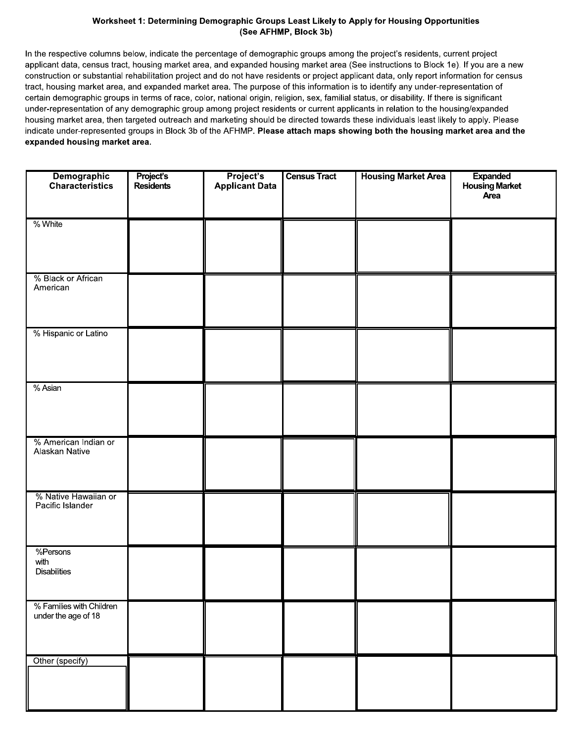**Worksheet 1: Determining Demographic Groups Least Likely to Apply for Housing Opportunities (See AFHMP, Block 3b)**

In the respective columns below, indicate the percentage of demographic groups among the project's residents, current project applicant data, census tract, housing market area, and expanded housing market area (See instructions to Block 1e). If you are a new construction or substantial rehabilitation project and do not have residents or project applicant data, only report information for census tract, housing market area, and expanded market area. The purpose of this information is to identify any under-representation of certain demographic groups in terms of race, color, national origin, religion, sex, familial status, or disability. If there is significant under-representation of any demographic group among project residents or current applicants in relation to the housing/expanded housing market area, then targeted outreach and marketing should be directed towards these individuals least likely to apply. Please indicate under-represented groups in Block 3b of the AFHMP. **Please attach maps showing both the housing market area and the expanded housing market area**.

| Demographic Characteristics | Project's Residents | Project's Applicant Data | Census Tract | Housing Market Area | Expanded Housing Market Area |
|---|---|---|---|---|---|
| % White | | | | | |
| % Black or African American | | | | | |
| % Hispanic or Latino | | | | | |
| % Asian | | | | | |
| % American Indian or Alaskan Native | | | | | |
| % Native Hawaiian or Pacific Islander | | | | | |
| %Persons with Disabilities | | | | | |
| % Families with Children under the age of 18 | | | | | |
| Other (specify) | | | | | |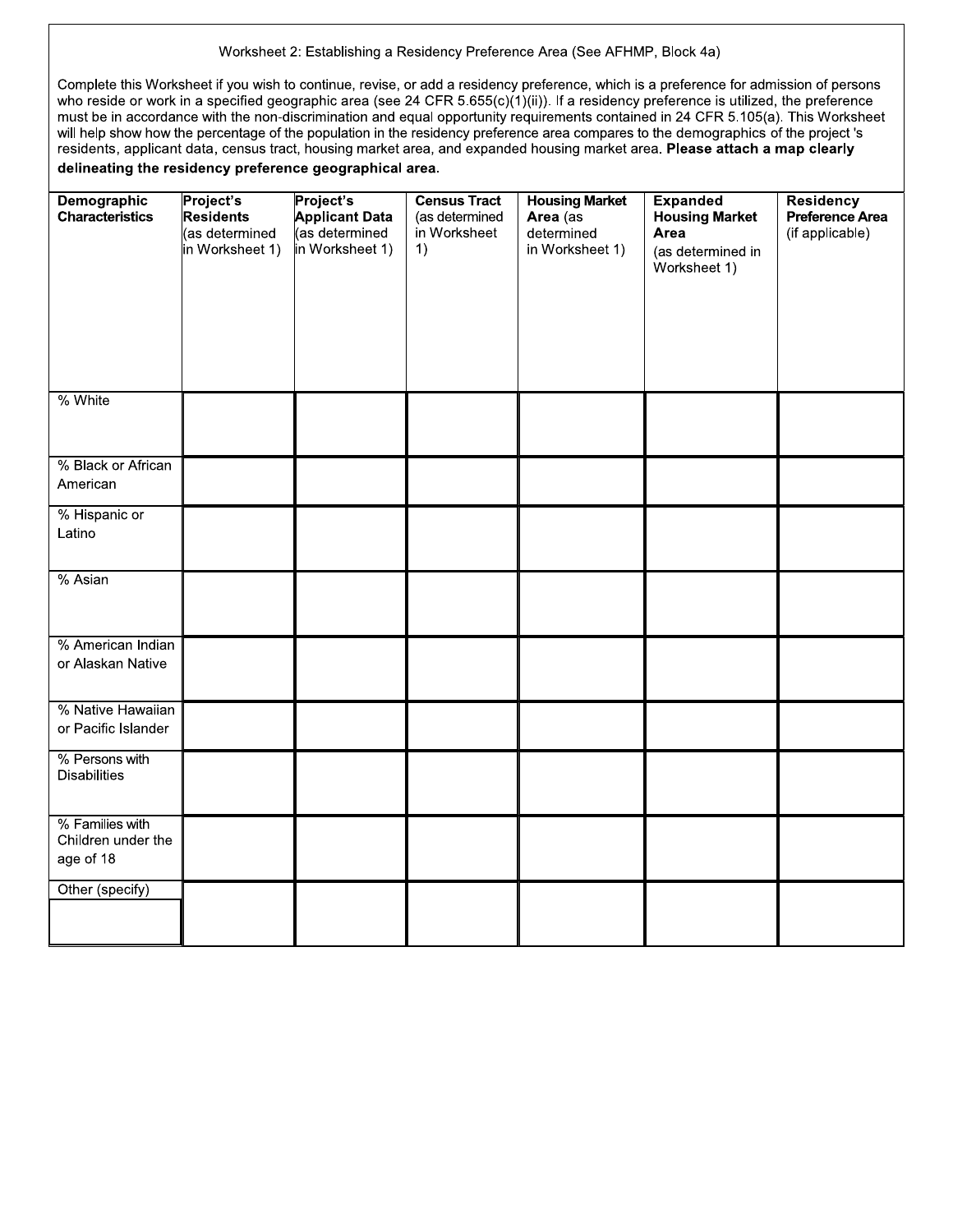Worksheet 2: Establishing a Residency Preference Area (See AFHMP, Block 4a)

Complete this Worksheet if you wish to continue, revise, or add a residency preference, which is a preference for admission of persons who reside or work in a specified geographic area (see 24 CFR 5.655(c)(1)(ii)). If a residency preference is utilized, the preference must be in accordance with the non-discrimination and equal opportunity requirements contained in 24 CFR 5.105(a). This Worksheet will help show how the percentage of the population in the residency preference area compares to the demographics of the project 's residents, applicant data, census tract, housing market area, and expanded housing market area. **Please attach a map clearly delineating the residency preference geographical area.**

| **Demographic Characteristics** | **Project's Residents** (as determined in Worksheet 1) | **Project's Applicant Data** (as determined in Worksheet 1) | **Census Tract** (as determined in Worksheet 1) | **Housing Market Area** (as determined in Worksheet 1) | **Expanded Housing Market Area** (as determined in Worksheet 1) | **Residency Preference Area** (if applicable) |
|---|---|---|---|---|---|---|
| % White | | | | | | |
| % Black or African American | | | | | | |
| % Hispanic or Latino | | | | | | |
| % Asian | | | | | | |
| % American Indian or Alaskan Native | | | | | | |
| % Native Hawaiian or Pacific Islander | | | | | | |
| % Persons with Disabilities | | | | | | |
| % Families with Children under the age of 18 | | | | | | |
| Other (specify) | | | | | | |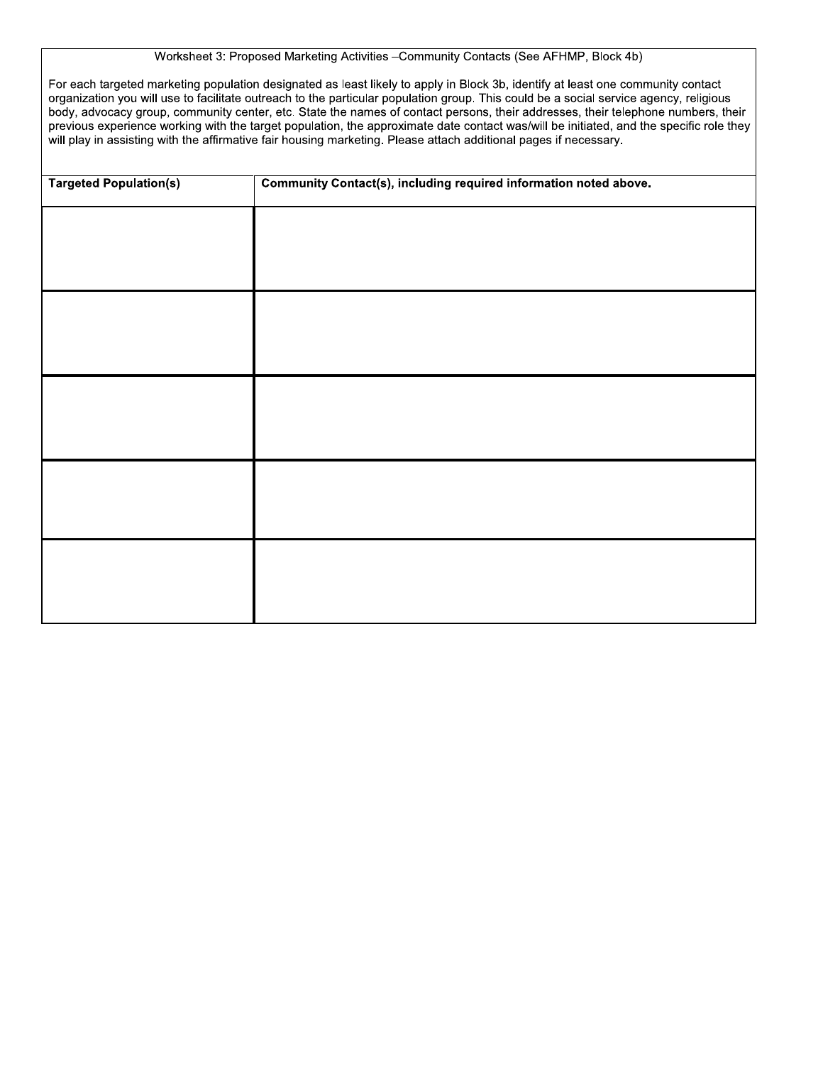Worksheet 3: Proposed Marketing Activities –Community Contacts (See AFHMP, Block 4b)

For each targeted marketing population designated as least likely to apply in Block 3b, identify at least one community contact organization you will use to facilitate outreach to the particular population group. This could be a social service agency, religious body, advocacy group, community center, etc. State the names of contact persons, their addresses, their telephone numbers, their previous experience working with the target population, the approximate date contact was/will be initiated, and the specific role they will play in assisting with the affirmative fair housing marketing. Please attach additional pages if necessary.

| **Targeted Population(s)** | **Community Contact(s), including required information noted above.** |
| --- | --- |
| | |
| | |
| | |
| | |
| | |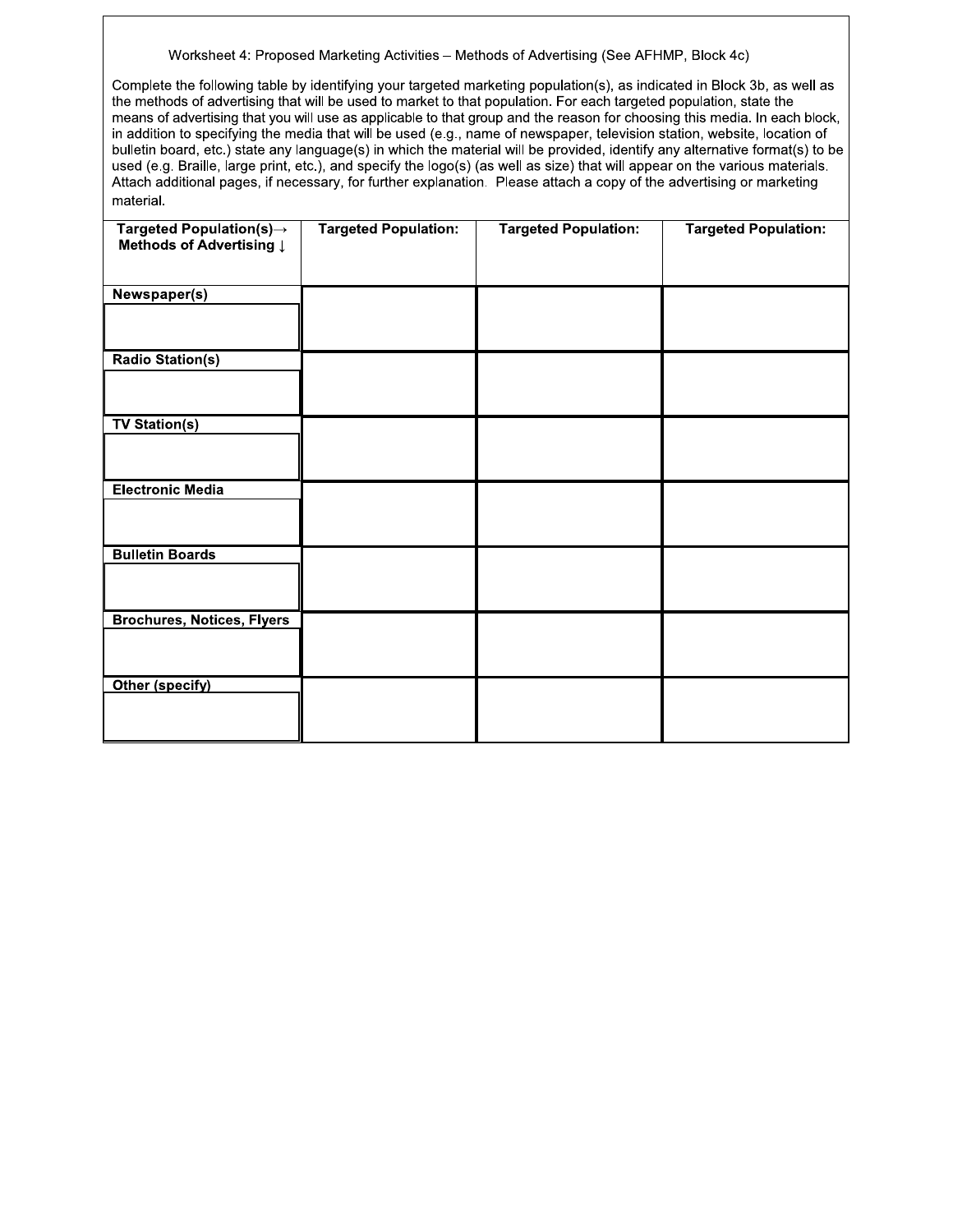Worksheet 4: Proposed Marketing Activities – Methods of Advertising (See AFHMP, Block 4c)

Complete the following table by identifying your targeted marketing population(s), as indicated in Block 3b, as well as the methods of advertising that will be used to market to that population. For each targeted population, state the means of advertising that you will use as applicable to that group and the reason for choosing this media. In each block, in addition to specifying the media that will be used (e.g., name of newspaper, television station, website, location of bulletin board, etc.) state any language(s) in which the material will be provided, identify any alternative format(s) to be used (e.g. Braille, large print, etc.), and specify the logo(s) (as well as size) that will appear on the various materials. Attach additional pages, if necessary, for further explanation. Please attach a copy of the advertising or marketing material.

| **Targeted Population(s)→ Methods of Advertising ↓** | **Targeted Population:** | **Targeted Population:** | **Targeted Population:** |
|---|---|---|---|
| **Newspaper(s)** | | | |
| **Radio Station(s)** | | | |
| **TV Station(s)** | | | |
| **Electronic Media** | | | |
| **Bulletin Boards** | | | |
| **Brochures, Notices, Flyers** | | | |
| **Other (specify)** | | | |